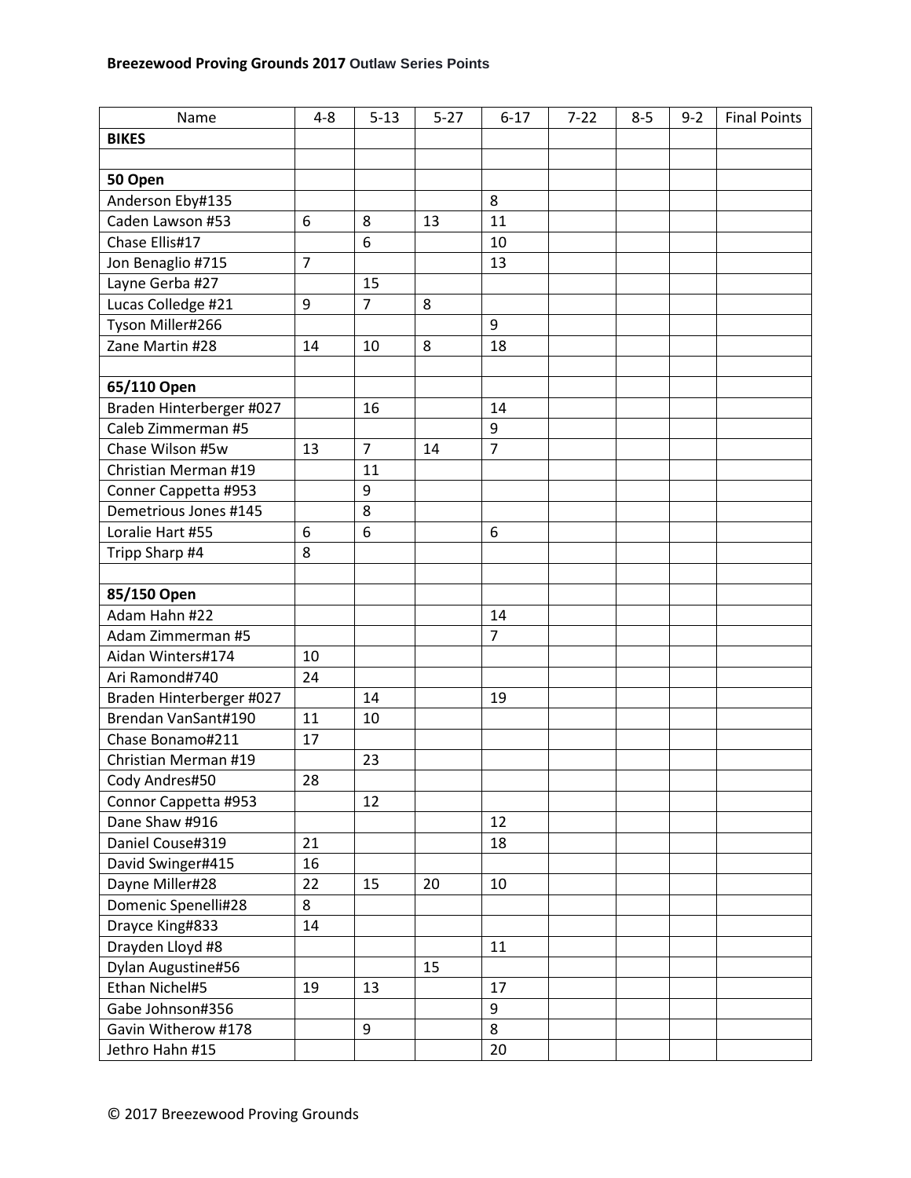**Breezewood Proving Grounds 2017** **Outlaw Series Points**

| Name | 4-8 | 5-13 | 5-27 | 6-17 | 7-22 | 8-5 | 9-2 | Final Points |
|---|---|---|---|---|---|---|---|---|
| **BIKES** | | | | | | | | |
| | | | | | | | | |
| **50 Open** | | | | | | | | |
| Anderson Eby#135 | | | | 8 | | | | |
| Caden Lawson #53 | 6 | 8 | 13 | 11 | | | | |
| Chase Ellis#17 | | 6 | | 10 | | | | |
| Jon Benaglio #715 | 7 | | | 13 | | | | |
| Layne Gerba #27 | | 15 | | | | | | |
| Lucas Colledge #21 | 9 | 7 | 8 | | | | | |
| Tyson Miller#266 | | | | 9 | | | | |
| Zane Martin #28 | 14 | 10 | 8 | 18 | | | | |
| | | | | | | | | |
| **65/110 Open** | | | | | | | | |
| Braden Hinterberger #027 | | 16 | | 14 | | | | |
| Caleb Zimmerman #5 | | | | 9 | | | | |
| Chase Wilson #5w | 13 | 7 | 14 | 7 | | | | |
| Christian Merman #19 | | 11 | | | | | | |
| Conner Cappetta #953 | | 9 | | | | | | |
| Demetrious Jones #145 | | 8 | | | | | | |
| Loralie Hart #55 | 6 | 6 | | 6 | | | | |
| Tripp Sharp #4 | 8 | | | | | | | |
| | | | | | | | | |
| **85/150 Open** | | | | | | | | |
| Adam Hahn #22 | | | | 14 | | | | |
| Adam Zimmerman #5 | | | | 7 | | | | |
| Aidan Winters#174 | 10 | | | | | | | |
| Ari Ramond#740 | 24 | | | | | | | |
| Braden Hinterberger #027 | | 14 | | 19 | | | | |
| Brendan VanSant#190 | 11 | 10 | | | | | | |
| Chase Bonamo#211 | 17 | | | | | | | |
| Christian Merman #19 | | 23 | | | | | | |
| Cody Andres#50 | 28 | | | | | | | |
| Connor Cappetta #953 | | 12 | | | | | | |
| Dane Shaw #916 | | | | 12 | | | | |
| Daniel Couse#319 | 21 | | | 18 | | | | |
| David Swinger#415 | 16 | | | | | | | |
| Dayne Miller#28 | 22 | 15 | 20 | 10 | | | | |
| Domenic Spenelli#28 | 8 | | | | | | | |
| Drayce King#833 | 14 | | | | | | | |
| Drayden Lloyd #8 | | | | 11 | | | | |
| Dylan Augustine#56 | | | 15 | | | | | |
| Ethan Nichel#5 | 19 | 13 | | 17 | | | | |
| Gabe Johnson#356 | | | | 9 | | | | |
| Gavin Witherow #178 | | 9 | | 8 | | | | |
| Jethro Hahn #15 | | | | 20 | | | | |

© 2017 Breezewood Proving Grounds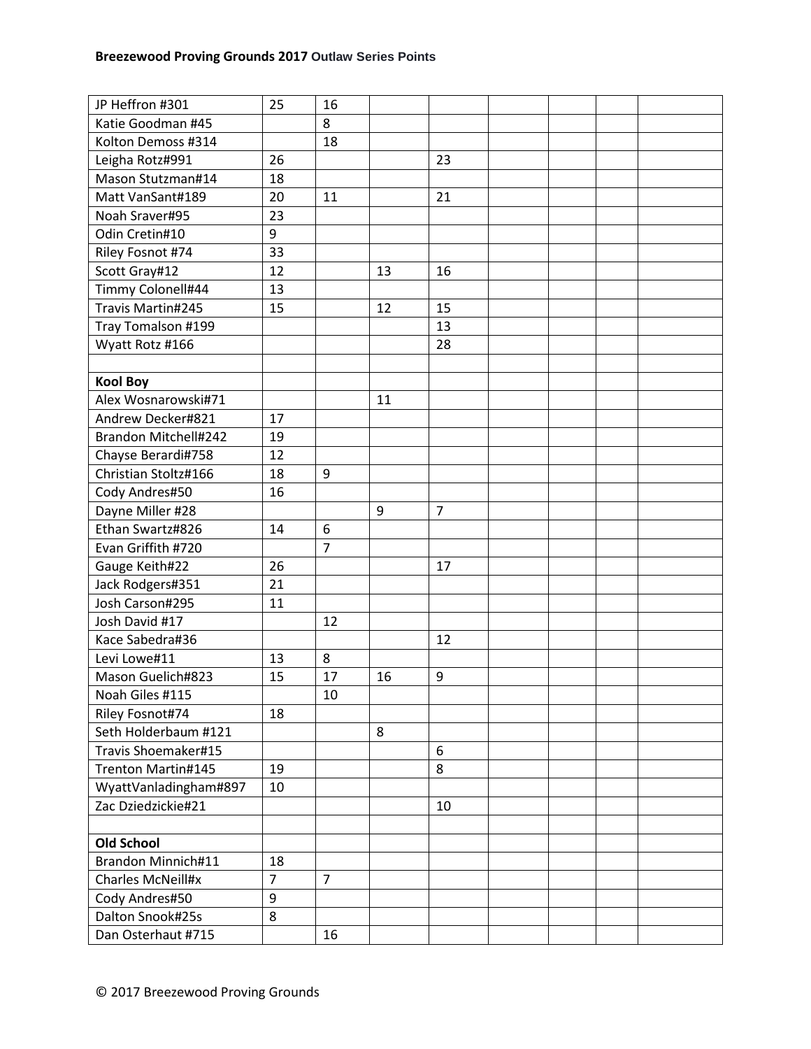| | | | | | | | | |
|---|---|---|---|---|---|---|---|---|
| JP Heffron #301 | 25 | 16 | | | | | | |
| Katie Goodman #45 | | 8 | | | | | | |
| Kolton Demoss #314 | | 18 | | | | | | |
| Leigha Rotz#991 | 26 | | | 23 | | | | |
| Mason Stutzman#14 | 18 | | | | | | | |
| Matt VanSant#189 | 20 | 11 | | 21 | | | | |
| Noah Sraver#95 | 23 | | | | | | | |
| Odin Cretin#10 | 9 | | | | | | | |
| Riley Fosnot #74 | 33 | | | | | | | |
| Scott Gray#12 | 12 | | 13 | 16 | | | | |
| Timmy Colonell#44 | 13 | | | | | | | |
| Travis Martin#245 | 15 | | 12 | 15 | | | | |
| Tray Tomalson #199 | | | | 13 | | | | |
| Wyatt Rotz #166 | | | | 28 | | | | |
| | | | | | | | | |
| **Kool Boy** | | | | | | | | |
| Alex Wosnarowski#71 | | | 11 | | | | | |
| Andrew Decker#821 | 17 | | | | | | | |
| Brandon Mitchell#242 | 19 | | | | | | | |
| Chayse Berardi#758 | 12 | | | | | | | |
| Christian Stoltz#166 | 18 | 9 | | | | | | |
| Cody Andres#50 | 16 | | | | | | | |
| Dayne Miller #28 | | | 9 | 7 | | | | |
| Ethan Swartz#826 | 14 | 6 | | | | | | |
| Evan Griffith #720 | | 7 | | | | | | |
| Gauge Keith#22 | 26 | | | 17 | | | | |
| Jack Rodgers#351 | 21 | | | | | | | |
| Josh Carson#295 | 11 | | | | | | | |
| Josh David #17 | | 12 | | | | | | |
| Kace Sabedra#36 | | | | 12 | | | | |
| Levi Lowe#11 | 13 | 8 | | | | | | |
| Mason Guelich#823 | 15 | 17 | 16 | 9 | | | | |
| Noah Giles #115 | | 10 | | | | | | |
| Riley Fosnot#74 | 18 | | | | | | | |
| Seth Holderbaum #121 | | | 8 | | | | | |
| Travis Shoemaker#15 | | | | 6 | | | | |
| Trenton Martin#145 | 19 | | | 8 | | | | |
| WyattVanladingham#897 | 10 | | | | | | | |
| Zac Dziedzickie#21 | | | | 10 | | | | |
| | | | | | | | | |
| **Old School** | | | | | | | | |
| Brandon Minnich#11 | 18 | | | | | | | |
| Charles McNeill#x | 7 | 7 | | | | | | |
| Cody Andres#50 | 9 | | | | | | | |
| Dalton Snook#25s | 8 | | | | | | | |
| Dan Osterhaut #715 | | 16 | | | | | | |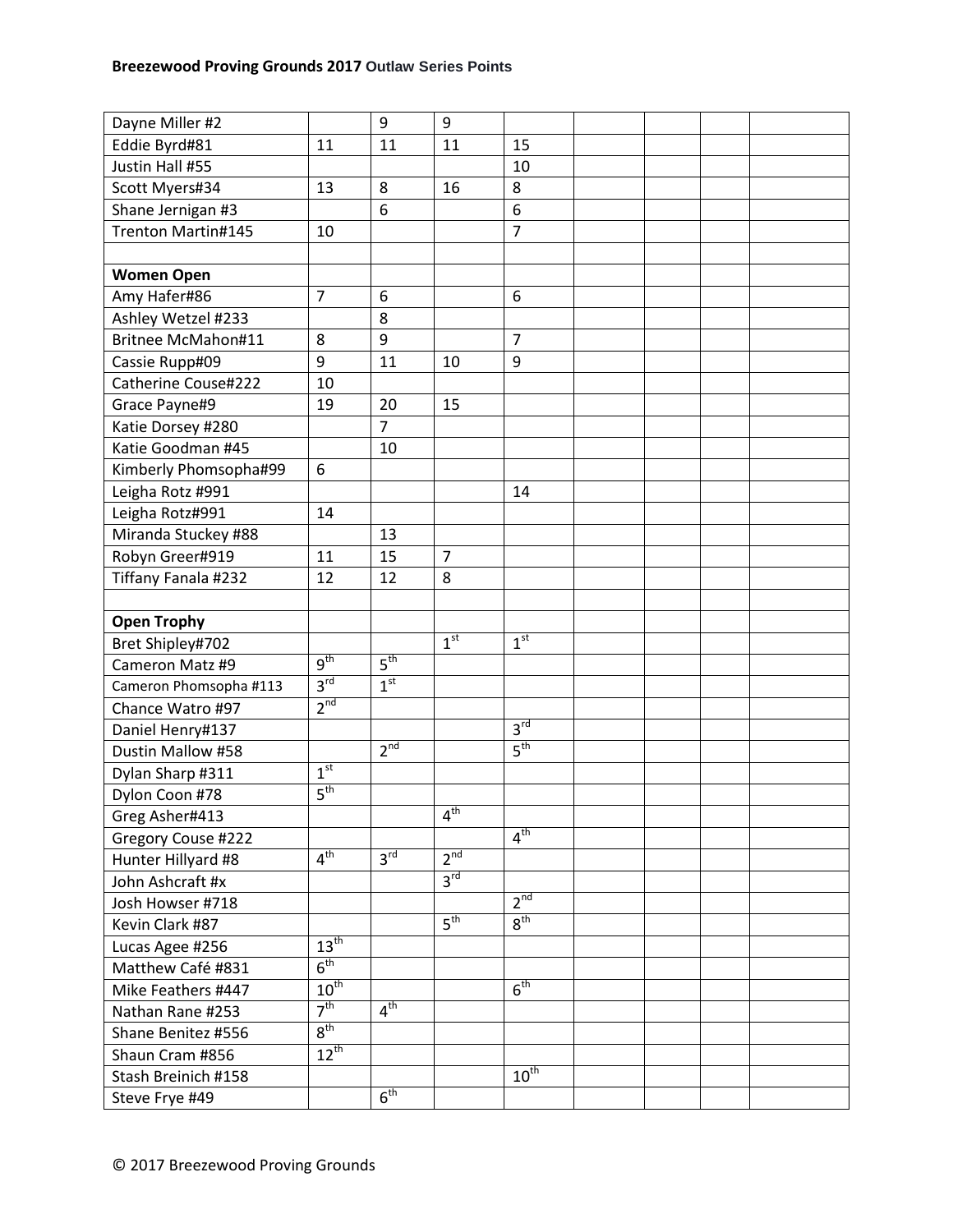**Breezewood Proving Grounds 2017 Outlaw Series Points**

| | | | | | | | | |
|---|---|---|---|---|---|---|---|---|
| Dayne Miller #2 | | 9 | 9 | | | | | |
| Eddie Byrd#81 | 11 | 11 | 11 | 15 | | | | |
| Justin Hall #55 | | | | 10 | | | | |
| Scott Myers#34 | 13 | 8 | 16 | 8 | | | | |
| Shane Jernigan #3 | | 6 | | 6 | | | | |
| Trenton Martin#145 | 10 | | | 7 | | | | |
| | | | | | | | | |
| **Women Open** | | | | | | | | |
| Amy Hafer#86 | 7 | 6 | | 6 | | | | |
| Ashley Wetzel #233 | | 8 | | | | | | |
| Britnee McMahon#11 | 8 | 9 | | 7 | | | | |
| Cassie Rupp#09 | 9 | 11 | 10 | 9 | | | | |
| Catherine Couse#222 | 10 | | | | | | | |
| Grace Payne#9 | 19 | 20 | 15 | | | | | |
| Katie Dorsey #280 | | 7 | | | | | | |
| Katie Goodman #45 | | 10 | | | | | | |
| Kimberly Phomsopha#99 | 6 | | | | | | | |
| Leigha Rotz #991 | | | | 14 | | | | |
| Leigha Rotz#991 | 14 | | | | | | | |
| Miranda Stuckey #88 | | 13 | | | | | | |
| Robyn Greer#919 | 11 | 15 | 7 | | | | | |
| Tiffany Fanala #232 | 12 | 12 | 8 | | | | | |
| | | | | | | | | |
| **Open Trophy** | | | | | | | | |
| Bret Shipley#702 | | | 1st | 1st | | | | |
| Cameron Matz #9 | 9th | 5th | | | | | | |
| Cameron Phomsopha #113 | 3rd | 1st | | | | | | |
| Chance Watro #97 | 2nd | | | | | | | |
| Daniel Henry#137 | | | | 3rd | | | | |
| Dustin Mallow #58 | | 2nd | | 5th | | | | |
| Dylan Sharp #311 | 1st | | | | | | | |
| Dylon Coon #78 | 5th | | | | | | | |
| Greg Asher#413 | | | 4th | | | | | |
| Gregory Couse #222 | | | | 4th | | | | |
| Hunter Hillyard #8 | 4th | 3rd | 2nd | | | | | |
| John Ashcraft #x | | | 3rd | | | | | |
| Josh Howser #718 | | | | 2nd | | | | |
| Kevin Clark #87 | | | 5th | 8th | | | | |
| Lucas Agee #256 | 13th | | | | | | | |
| Matthew Café #831 | 6th | | | | | | | |
| Mike Feathers #447 | 10th | | | 6th | | | | |
| Nathan Rane #253 | 7th | 4th | | | | | | |
| Shane Benitez #556 | 8th | | | | | | | |
| Shaun Cram #856 | 12th | | | | | | | |
| Stash Breinich #158 | | | | 10th | | | | |
| Steve Frye #49 | | 6th | | | | | | |

© 2017 Breezewood Proving Grounds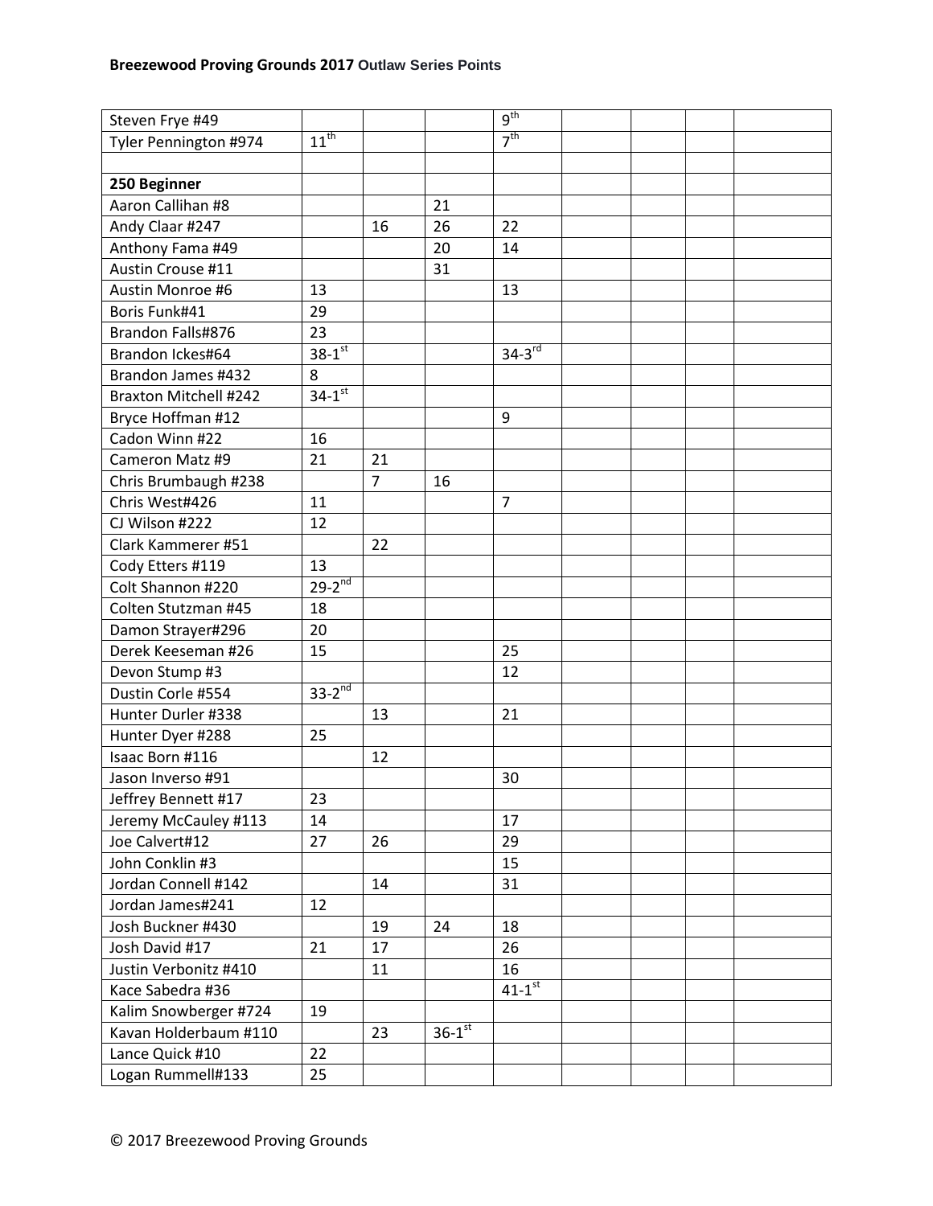**Breezewood Proving Grounds 2017 Outlaw Series Points**

| | | | | | | | | |
|---|---|---|---|---|---|---|---|---|
| Steven Frye #49 | | | | 9th | | | | |
| Tyler Pennington #974 | 11th | | | 7th | | | | |
| | | | | | | | | |
| **250 Beginner** | | | | | | | | |
| Aaron Callihan #8 | | | 21 | | | | | |
| Andy Claar #247 | | 16 | 26 | 22 | | | | |
| Anthony Fama #49 | | | 20 | 14 | | | | |
| Austin Crouse #11 | | | 31 | | | | | |
| Austin Monroe #6 | 13 | | | 13 | | | | |
| Boris Funk#41 | 29 | | | | | | | |
| Brandon Falls#876 | 23 | | | | | | | |
| Brandon Ickes#64 | 38-1st | | | 34-3rd | | | | |
| Brandon James #432 | 8 | | | | | | | |
| Braxton Mitchell #242 | 34-1st | | | | | | | |
| Bryce Hoffman #12 | | | | 9 | | | | |
| Cadon Winn #22 | 16 | | | | | | | |
| Cameron Matz #9 | 21 | 21 | | | | | | |
| Chris Brumbaugh #238 | | 7 | 16 | | | | | |
| Chris West#426 | 11 | | | 7 | | | | |
| CJ Wilson #222 | 12 | | | | | | | |
| Clark Kammerer #51 | | 22 | | | | | | |
| Cody Etters #119 | 13 | | | | | | | |
| Colt Shannon #220 | 29-2nd | | | | | | | |
| Colten Stutzman #45 | 18 | | | | | | | |
| Damon Strayer#296 | 20 | | | | | | | |
| Derek Keeseman #26 | 15 | | | 25 | | | | |
| Devon Stump #3 | | | | 12 | | | | |
| Dustin Corle #554 | 33-2nd | | | | | | | |
| Hunter Durler #338 | | 13 | | 21 | | | | |
| Hunter Dyer #288 | 25 | | | | | | | |
| Isaac Born #116 | | 12 | | | | | | |
| Jason Inverso #91 | | | | 30 | | | | |
| Jeffrey Bennett #17 | 23 | | | | | | | |
| Jeremy McCauley #113 | 14 | | | 17 | | | | |
| Joe Calvert#12 | 27 | 26 | | 29 | | | | |
| John Conklin #3 | | | | 15 | | | | |
| Jordan Connell #142 | | 14 | | 31 | | | | |
| Jordan James#241 | 12 | | | | | | | |
| Josh Buckner #430 | | 19 | 24 | 18 | | | | |
| Josh David #17 | 21 | 17 | | 26 | | | | |
| Justin Verbonitz #410 | | 11 | | 16 | | | | |
| Kace Sabedra #36 | | | | 41-1st | | | | |
| Kalim Snowberger #724 | 19 | | | | | | | |
| Kavan Holderbaum #110 | | 23 | 36-1st | | | | | |
| Lance Quick #10 | 22 | | | | | | | |
| Logan Rummell#133 | 25 | | | | | | | |

© 2017 Breezewood Proving Grounds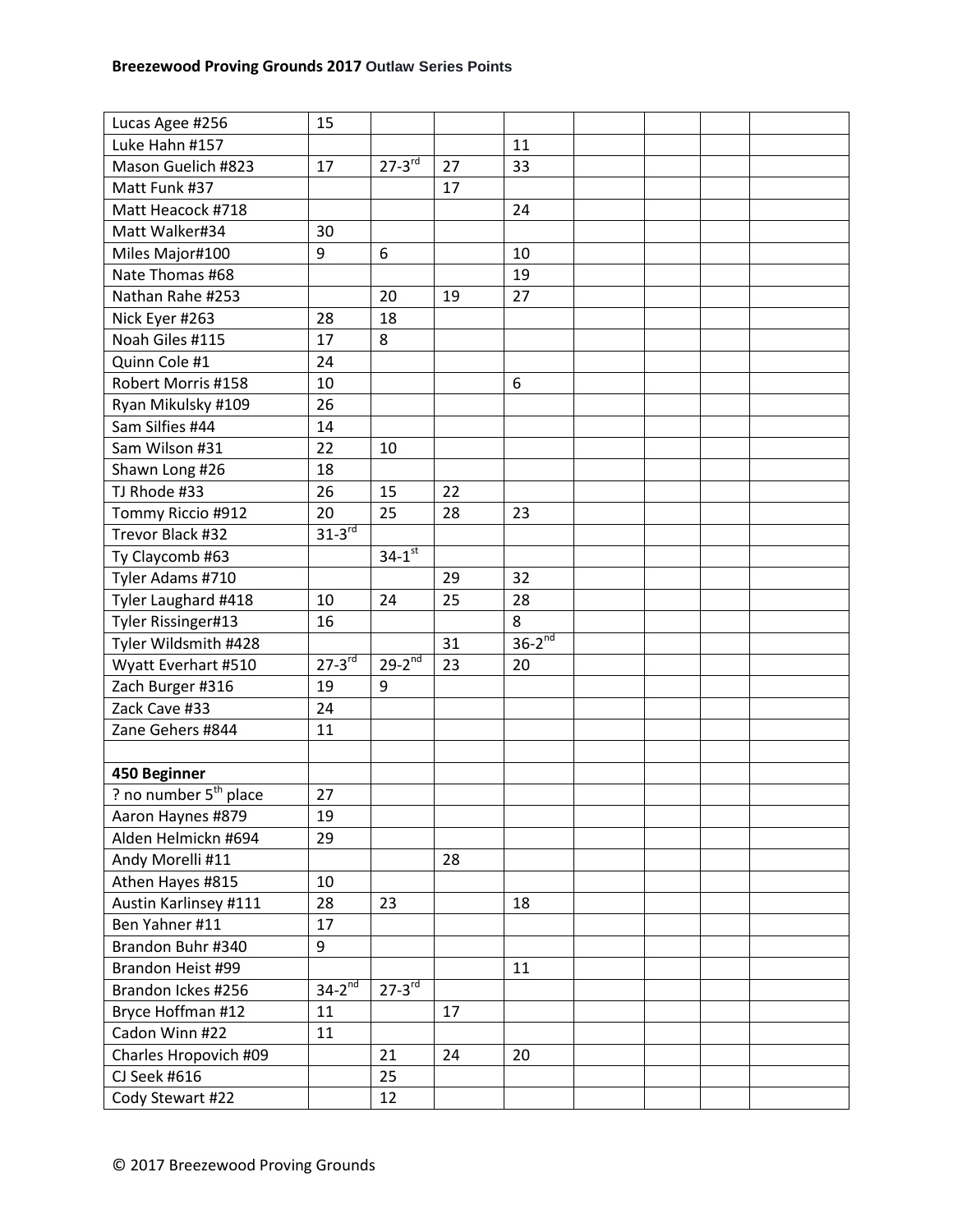| | | | | | | | | |
|---|---|---|---|---|---|---|---|---|
| Lucas Agee #256 | 15 | | | | | | | |
| Luke Hahn #157 | | | | 11 | | | | |
| Mason Guelich #823 | 17 | 27-3rd | 27 | 33 | | | | |
| Matt Funk #37 | | | 17 | | | | | |
| Matt Heacock #718 | | | | 24 | | | | |
| Matt Walker#34 | 30 | | | | | | | |
| Miles Major#100 | 9 | 6 | | 10 | | | | |
| Nate Thomas #68 | | | | 19 | | | | |
| Nathan Rahe #253 | | 20 | 19 | 27 | | | | |
| Nick Eyer #263 | 28 | 18 | | | | | | |
| Noah Giles #115 | 17 | 8 | | | | | | |
| Quinn Cole #1 | 24 | | | | | | | |
| Robert Morris #158 | 10 | | | 6 | | | | |
| Ryan Mikulsky #109 | 26 | | | | | | | |
| Sam Silfies #44 | 14 | | | | | | | |
| Sam Wilson #31 | 22 | 10 | | | | | | |
| Shawn Long #26 | 18 | | | | | | | |
| TJ Rhode #33 | 26 | 15 | 22 | | | | | |
| Tommy Riccio #912 | 20 | 25 | 28 | 23 | | | | |
| Trevor Black #32 | 31-3rd | | | | | | | |
| Ty Claycomb #63 | | 34-1st | | | | | | |
| Tyler Adams #710 | | | 29 | 32 | | | | |
| Tyler Laughard #418 | 10 | 24 | 25 | 28 | | | | |
| Tyler Rissinger#13 | 16 | | | 8 | | | | |
| Tyler Wildsmith #428 | | | 31 | 36-2nd | | | | |
| Wyatt Everhart #510 | 27-3rd | 29-2nd | 23 | 20 | | | | |
| Zach Burger #316 | 19 | 9 | | | | | | |
| Zack Cave #33 | 24 | | | | | | | |
| Zane Gehers #844 | 11 | | | | | | | |
| | | | | | | | | |
| **450 Beginner** | | | | | | | | |
| ? no number 5th place | 27 | | | | | | | |
| Aaron Haynes #879 | 19 | | | | | | | |
| Alden Helmickn #694 | 29 | | | | | | | |
| Andy Morelli #11 | | | 28 | | | | | |
| Athen Hayes #815 | 10 | | | | | | | |
| Austin Karlinsey #111 | 28 | 23 | | 18 | | | | |
| Ben Yahner #11 | 17 | | | | | | | |
| Brandon Buhr #340 | 9 | | | | | | | |
| Brandon Heist #99 | | | | 11 | | | | |
| Brandon Ickes #256 | 34-2nd | 27-3rd | | | | | | |
| Bryce Hoffman #12 | 11 | | 17 | | | | | |
| Cadon Winn #22 | 11 | | | | | | | |
| Charles Hropovich #09 | | 21 | 24 | 20 | | | | |
| CJ Seek #616 | | 25 | | | | | | |
| Cody Stewart #22 | | 12 | | | | | | |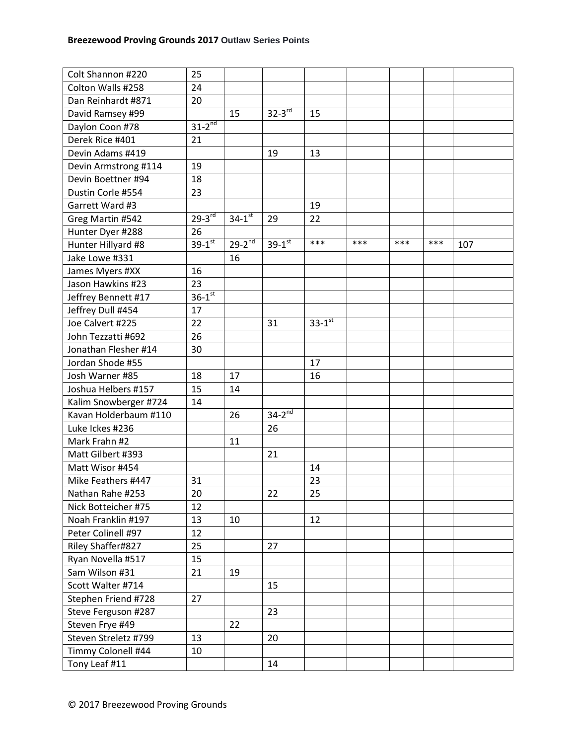| | | | | | | | | |
|---|---|---|---|---|---|---|---|---|
| Colt Shannon #220 | 25 | | | | | | | |
| Colton Walls #258 | 24 | | | | | | | |
| Dan Reinhardt #871 | 20 | | | | | | | |
| David Ramsey #99 | | 15 | 32-3rd | 15 | | | | |
| Daylon Coon #78 | 31-2nd | | | | | | | |
| Derek Rice #401 | 21 | | | | | | | |
| Devin Adams #419 | | | 19 | 13 | | | | |
| Devin Armstrong #114 | 19 | | | | | | | |
| Devin Boettner #94 | 18 | | | | | | | |
| Dustin Corle #554 | 23 | | | | | | | |
| Garrett Ward #3 | | | | 19 | | | | |
| Greg Martin #542 | 29-3rd | 34-1st | 29 | 22 | | | | |
| Hunter Dyer #288 | 26 | | | | | | | |
| Hunter Hillyard #8 | 39-1st | 29-2nd | 39-1st | *** | *** | *** | *** | 107 |
| Jake Lowe #331 | | 16 | | | | | | |
| James Myers #XX | 16 | | | | | | | |
| Jason Hawkins #23 | 23 | | | | | | | |
| Jeffrey Bennett #17 | 36-1st | | | | | | | |
| Jeffrey Dull #454 | 17 | | | | | | | |
| Joe Calvert #225 | 22 | | 31 | 33-1st | | | | |
| John Tezzatti #692 | 26 | | | | | | | |
| Jonathan Flesher #14 | 30 | | | | | | | |
| Jordan Shode #55 | | | | 17 | | | | |
| Josh Warner #85 | 18 | 17 | | 16 | | | | |
| Joshua Helbers #157 | 15 | 14 | | | | | | |
| Kalim Snowberger #724 | 14 | | | | | | | |
| Kavan Holderbaum #110 | | 26 | 34-2nd | | | | | |
| Luke Ickes #236 | | | 26 | | | | | |
| Mark Frahn #2 | | 11 | | | | | | |
| Matt Gilbert #393 | | | 21 | | | | | |
| Matt Wisor #454 | | | | 14 | | | | |
| Mike Feathers #447 | 31 | | | 23 | | | | |
| Nathan Rahe #253 | 20 | | 22 | 25 | | | | |
| Nick Botteicher #75 | 12 | | | | | | | |
| Noah Franklin #197 | 13 | 10 | | 12 | | | | |
| Peter Colinell #97 | 12 | | | | | | | |
| Riley Shaffer#827 | 25 | | 27 | | | | | |
| Ryan Novella #517 | 15 | | | | | | | |
| Sam Wilson #31 | 21 | 19 | | | | | | |
| Scott Walter #714 | | | 15 | | | | | |
| Stephen Friend #728 | 27 | | | | | | | |
| Steve Ferguson #287 | | | 23 | | | | | |
| Steven Frye #49 | | 22 | | | | | | |
| Steven Streletz #799 | 13 | | 20 | | | | | |
| Timmy Colonell #44 | 10 | | | | | | | |
| Tony Leaf #11 | | | 14 | | | | | |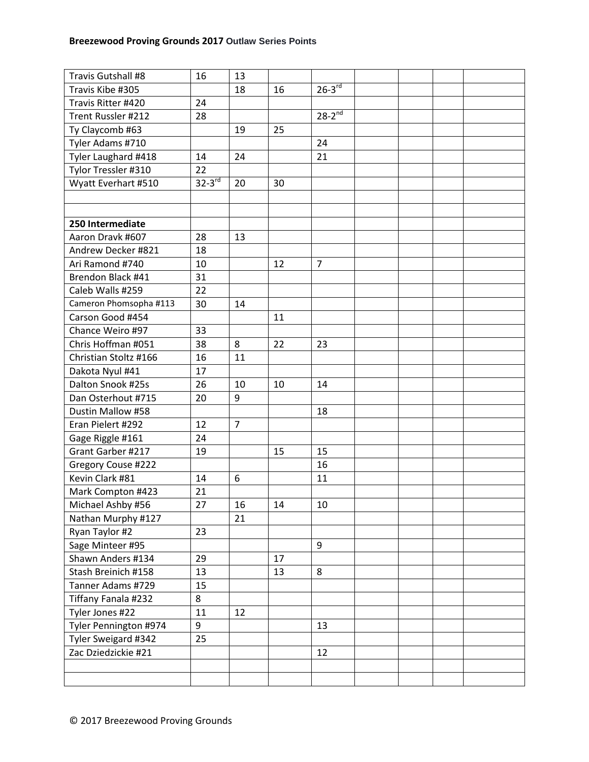**Breezewood Proving Grounds 2017** Outlaw Series Points

| | | | | | | | | |
|---|---|---|---|---|---|---|---|---|
| Travis Gutshall #8 | 16 | 13 | | | | | | |
| Travis Kibe #305 | | 18 | 16 | 26-3rd | | | | |
| Travis Ritter #420 | 24 | | | | | | | |
| Trent Russler #212 | 28 | | | 28-2nd | | | | |
| Ty Claycomb #63 | | 19 | 25 | | | | | |
| Tyler Adams #710 | | | | 24 | | | | |
| Tyler Laughard #418 | 14 | 24 | | 21 | | | | |
| Tylor Tressler #310 | 22 | | | | | | | |
| Wyatt Everhart #510 | 32-3rd | 20 | 30 | | | | | |
| | | | | | | | | |
| | | | | | | | | |
| **250 Intermediate** | | | | | | | | |
| Aaron Dravk #607 | 28 | 13 | | | | | | |
| Andrew Decker #821 | 18 | | | | | | | |
| Ari Ramond #740 | 10 | | 12 | 7 | | | | |
| Brendon Black #41 | 31 | | | | | | | |
| Caleb Walls #259 | 22 | | | | | | | |
| Cameron Phomsopha #113 | 30 | 14 | | | | | | |
| Carson Good #454 | | | 11 | | | | | |
| Chance Weiro #97 | 33 | | | | | | | |
| Chris Hoffman #051 | 38 | 8 | 22 | 23 | | | | |
| Christian Stoltz #166 | 16 | 11 | | | | | | |
| Dakota Nyul #41 | 17 | | | | | | | |
| Dalton Snook #25s | 26 | 10 | 10 | 14 | | | | |
| Dan Osterhout #715 | 20 | 9 | | | | | | |
| Dustin Mallow #58 | | | | 18 | | | | |
| Eran Pielert #292 | 12 | 7 | | | | | | |
| Gage Riggle #161 | 24 | | | | | | | |
| Grant Garber #217 | 19 | | 15 | 15 | | | | |
| Gregory Couse #222 | | | | 16 | | | | |
| Kevin Clark #81 | 14 | 6 | | 11 | | | | |
| Mark Compton #423 | 21 | | | | | | | |
| Michael Ashby #56 | 27 | 16 | 14 | 10 | | | | |
| Nathan Murphy #127 | | 21 | | | | | | |
| Ryan Taylor #2 | 23 | | | | | | | |
| Sage Minteer #95 | | | | 9 | | | | |
| Shawn Anders #134 | 29 | | 17 | | | | | |
| Stash Breinich #158 | 13 | | 13 | 8 | | | | |
| Tanner Adams #729 | 15 | | | | | | | |
| Tiffany Fanala #232 | 8 | | | | | | | |
| Tyler Jones #22 | 11 | 12 | | | | | | |
| Tyler Pennington #974 | 9 | | | 13 | | | | |
| Tyler Sweigard #342 | 25 | | | | | | | |
| Zac Dziedzickie #21 | | | | 12 | | | | |
| | | | | | | | | |
| | | | | | | | | |

© 2017 Breezewood Proving Grounds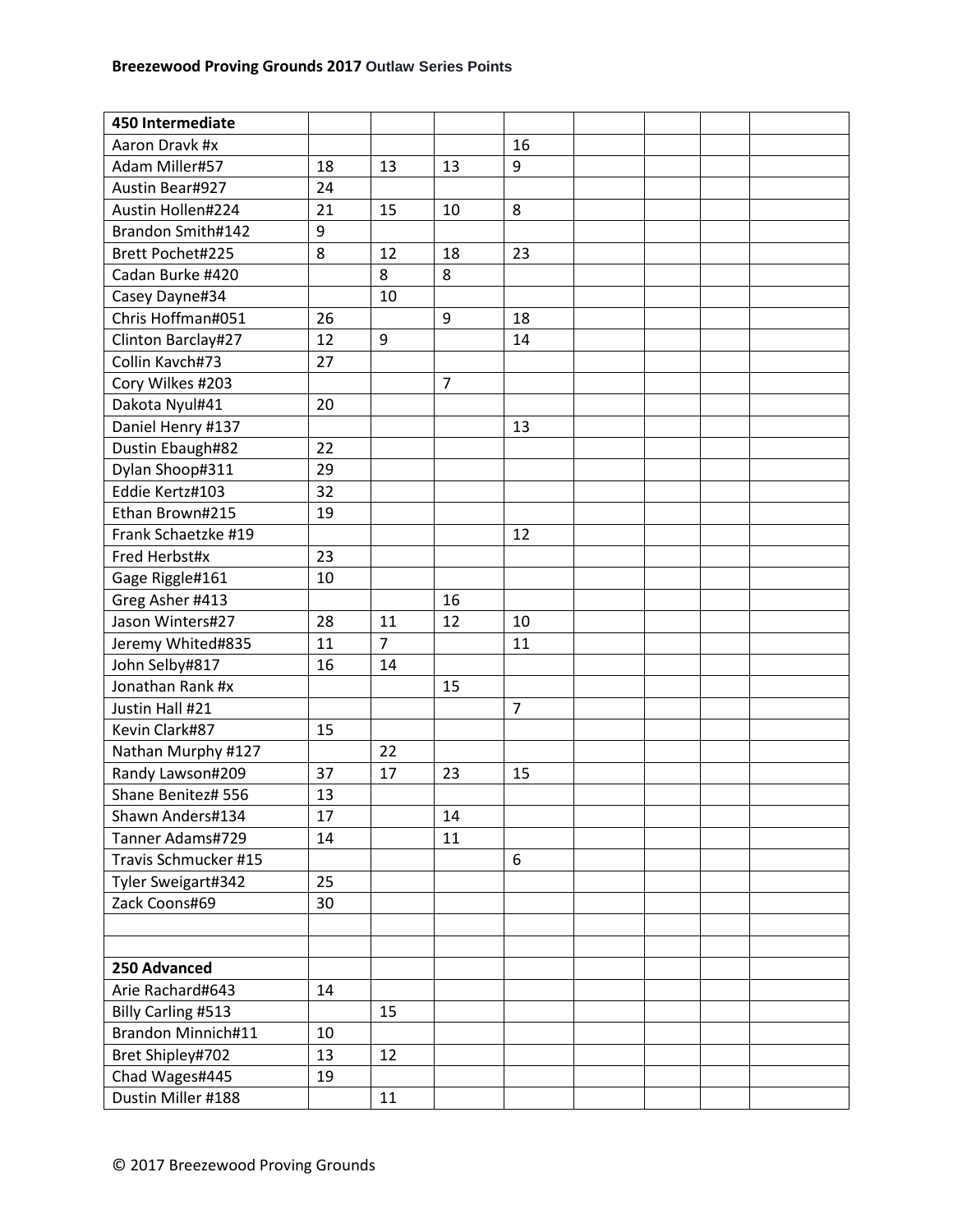**Breezewood Proving Grounds 2017 Outlaw Series Points**

| 450 Intermediate | | | | | | | | |
|---|---|---|---|---|---|---|---|---|
| Aaron Dravk #x | | | | 16 | | | | |
| Adam Miller#57 | 18 | 13 | 13 | 9 | | | | |
| Austin Bear#927 | 24 | | | | | | | |
| Austin Hollen#224 | 21 | 15 | 10 | 8 | | | | |
| Brandon Smith#142 | 9 | | | | | | | |
| Brett Pochet#225 | 8 | 12 | 18 | 23 | | | | |
| Cadan Burke #420 | | 8 | 8 | | | | | |
| Casey Dayne#34 | | 10 | | | | | | |
| Chris Hoffman#051 | 26 | | 9 | 18 | | | | |
| Clinton Barclay#27 | 12 | 9 | | 14 | | | | |
| Collin Kavch#73 | 27 | | | | | | | |
| Cory Wilkes #203 | | | 7 | | | | | |
| Dakota Nyul#41 | 20 | | | | | | | |
| Daniel Henry #137 | | | | 13 | | | | |
| Dustin Ebaugh#82 | 22 | | | | | | | |
| Dylan Shoop#311 | 29 | | | | | | | |
| Eddie Kertz#103 | 32 | | | | | | | |
| Ethan Brown#215 | 19 | | | | | | | |
| Frank Schaetzke #19 | | | | 12 | | | | |
| Fred Herbst#x | 23 | | | | | | | |
| Gage Riggle#161 | 10 | | | | | | | |
| Greg Asher #413 | | | 16 | | | | | |
| Jason Winters#27 | 28 | 11 | 12 | 10 | | | | |
| Jeremy Whited#835 | 11 | 7 | | 11 | | | | |
| John Selby#817 | 16 | 14 | | | | | | |
| Jonathan Rank #x | | | 15 | | | | | |
| Justin Hall #21 | | | | 7 | | | | |
| Kevin Clark#87 | 15 | | | | | | | |
| Nathan Murphy #127 | | 22 | | | | | | |
| Randy Lawson#209 | 37 | 17 | 23 | 15 | | | | |
| Shane Benitez# 556 | 13 | | | | | | | |
| Shawn Anders#134 | 17 | | 14 | | | | | |
| Tanner Adams#729 | 14 | | 11 | | | | | |
| Travis Schmucker #15 | | | | 6 | | | | |
| Tyler Sweigart#342 | 25 | | | | | | | |
| Zack Coons#69 | 30 | | | | | | | |
| | | | | | | | | |
| | | | | | | | | |
| **250 Advanced** | | | | | | | | |
| Arie Rachard#643 | 14 | | | | | | | |
| Billy Carling #513 | | 15 | | | | | | |
| Brandon Minnich#11 | 10 | | | | | | | |
| Bret Shipley#702 | 13 | 12 | | | | | | |
| Chad Wages#445 | 19 | | | | | | | |
| Dustin Miller #188 | | 11 | | | | | | |

© 2017 Breezewood Proving Grounds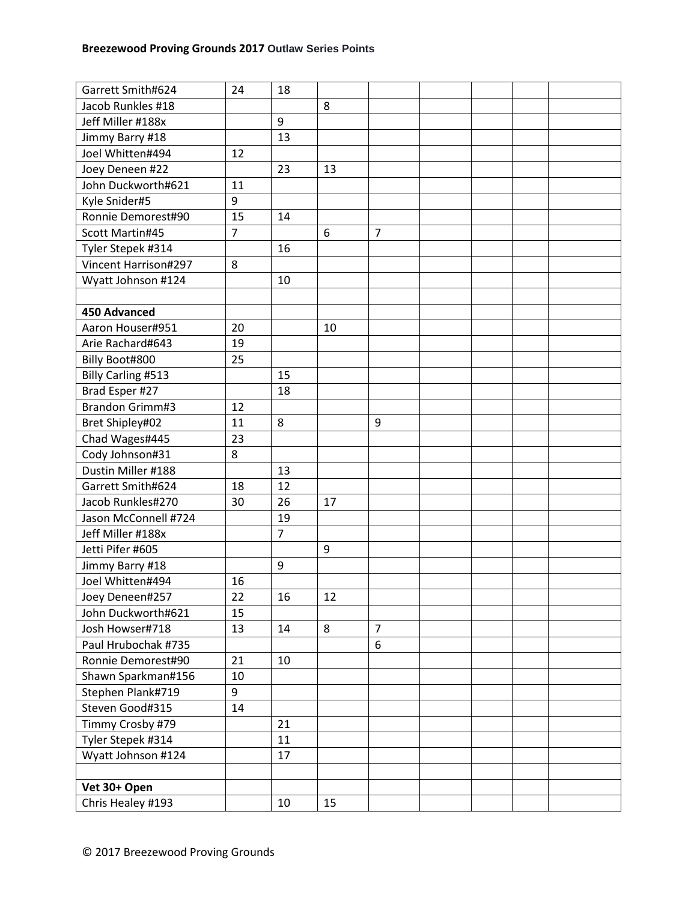| | | | | | | | | |
|---|---|---|---|---|---|---|---|---|
| Garrett Smith#624 | 24 | 18 | | | | | | |
| Jacob Runkles #18 | | | 8 | | | | | |
| Jeff Miller #188x | | 9 | | | | | | |
| Jimmy Barry #18 | | 13 | | | | | | |
| Joel Whitten#494 | 12 | | | | | | | |
| Joey Deneen #22 | | 23 | 13 | | | | | |
| John Duckworth#621 | 11 | | | | | | | |
| Kyle Snider#5 | 9 | | | | | | | |
| Ronnie Demorest#90 | 15 | 14 | | | | | | |
| Scott Martin#45 | 7 | | 6 | 7 | | | | |
| Tyler Stepek #314 | | 16 | | | | | | |
| Vincent Harrison#297 | 8 | | | | | | | |
| Wyatt Johnson #124 | | 10 | | | | | | |
| | | | | | | | | |
| **450 Advanced** | | | | | | | | |
| Aaron Houser#951 | 20 | | 10 | | | | | |
| Arie Rachard#643 | 19 | | | | | | | |
| Billy Boot#800 | 25 | | | | | | | |
| Billy Carling #513 | | 15 | | | | | | |
| Brad Esper #27 | | 18 | | | | | | |
| Brandon Grimm#3 | 12 | | | | | | | |
| Bret Shipley#02 | 11 | 8 | | 9 | | | | |
| Chad Wages#445 | 23 | | | | | | | |
| Cody Johnson#31 | 8 | | | | | | | |
| Dustin Miller #188 | | 13 | | | | | | |
| Garrett Smith#624 | 18 | 12 | | | | | | |
| Jacob Runkles#270 | 30 | 26 | 17 | | | | | |
| Jason McConnell #724 | | 19 | | | | | | |
| Jeff Miller #188x | | 7 | | | | | | |
| Jetti Pifer #605 | | | 9 | | | | | |
| Jimmy Barry #18 | | 9 | | | | | | |
| Joel Whitten#494 | 16 | | | | | | | |
| Joey Deneen#257 | 22 | 16 | 12 | | | | | |
| John Duckworth#621 | 15 | | | | | | | |
| Josh Howser#718 | 13 | 14 | 8 | 7 | | | | |
| Paul Hrubochak #735 | | | | 6 | | | | |
| Ronnie Demorest#90 | 21 | 10 | | | | | | |
| Shawn Sparkman#156 | 10 | | | | | | | |
| Stephen Plank#719 | 9 | | | | | | | |
| Steven Good#315 | 14 | | | | | | | |
| Timmy Crosby #79 | | 21 | | | | | | |
| Tyler Stepek #314 | | 11 | | | | | | |
| Wyatt Johnson #124 | | 17 | | | | | | |
| | | | | | | | | |
| **Vet 30+ Open** | | | | | | | | |
| Chris Healey #193 | | 10 | 15 | | | | | |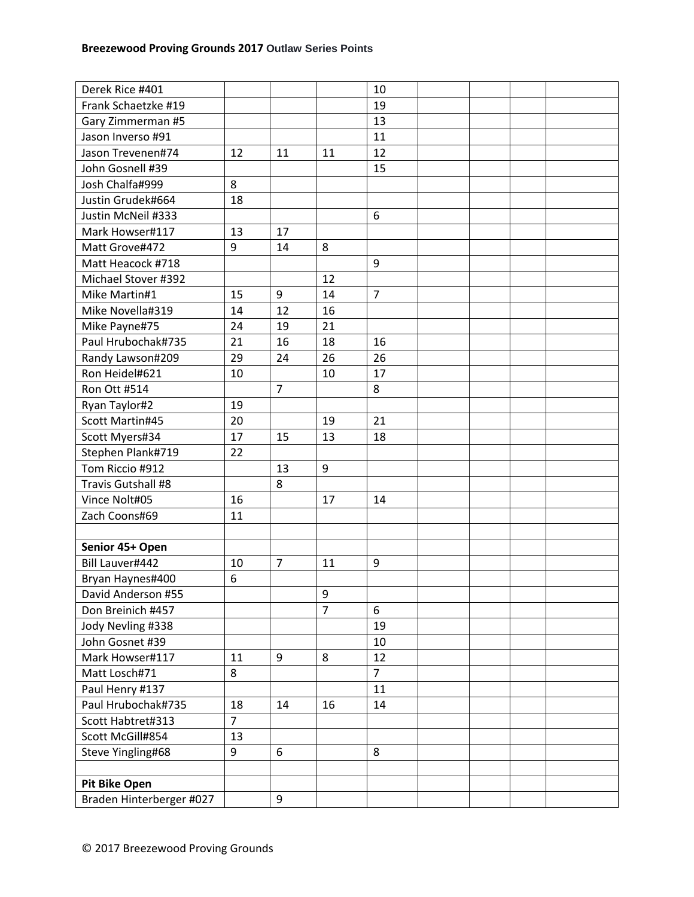## Breezewood Proving Grounds 2017 Outlaw Series Points

| | | | | | | | | |
|---|---|---|---|---|---|---|---|---|
| Derek Rice #401 | | | | 10 | | | | |
| Frank Schaetzke #19 | | | | 19 | | | | |
| Gary Zimmerman #5 | | | | 13 | | | | |
| Jason Inverso #91 | | | | 11 | | | | |
| Jason Trevenen#74 | 12 | 11 | 11 | 12 | | | | |
| John Gosnell #39 | | | | 15 | | | | |
| Josh Chalfa#999 | 8 | | | | | | | |
| Justin Grudek#664 | 18 | | | | | | | |
| Justin McNeil #333 | | | | 6 | | | | |
| Mark Howser#117 | 13 | 17 | | | | | | |
| Matt Grove#472 | 9 | 14 | 8 | | | | | |
| Matt Heacock #718 | | | | 9 | | | | |
| Michael Stover #392 | | | 12 | | | | | |
| Mike Martin#1 | 15 | 9 | 14 | 7 | | | | |
| Mike Novella#319 | 14 | 12 | 16 | | | | | |
| Mike Payne#75 | 24 | 19 | 21 | | | | | |
| Paul Hrubochak#735 | 21 | 16 | 18 | 16 | | | | |
| Randy Lawson#209 | 29 | 24 | 26 | 26 | | | | |
| Ron Heidel#621 | 10 | | 10 | 17 | | | | |
| Ron Ott #514 | | 7 | | 8 | | | | |
| Ryan Taylor#2 | 19 | | | | | | | |
| Scott Martin#45 | 20 | | 19 | 21 | | | | |
| Scott Myers#34 | 17 | 15 | 13 | 18 | | | | |
| Stephen Plank#719 | 22 | | | | | | | |
| Tom Riccio #912 | | 13 | 9 | | | | | |
| Travis Gutshall #8 | | 8 | | | | | | |
| Vince Nolt#05 | 16 | | 17 | 14 | | | | |
| Zach Coons#69 | 11 | | | | | | | |
| | | | | | | | | |
| **Senior 45+ Open** | | | | | | | | |
| Bill Lauver#442 | 10 | 7 | 11 | 9 | | | | |
| Bryan Haynes#400 | 6 | | | | | | | |
| David Anderson #55 | | | 9 | | | | | |
| Don Breinich #457 | | | 7 | 6 | | | | |
| Jody Nevling #338 | | | | 19 | | | | |
| John Gosnet #39 | | | | 10 | | | | |
| Mark Howser#117 | 11 | 9 | 8 | 12 | | | | |
| Matt Losch#71 | 8 | | | 7 | | | | |
| Paul Henry #137 | | | | 11 | | | | |
| Paul Hrubochak#735 | 18 | 14 | 16 | 14 | | | | |
| Scott Habtret#313 | 7 | | | | | | | |
| Scott McGill#854 | 13 | | | | | | | |
| Steve Yingling#68 | 9 | 6 | | 8 | | | | |
| | | | | | | | | |
| **Pit Bike Open** | | | | | | | | |
| Braden Hinterberger #027 | | 9 | | | | | | |

© 2017 Breezewood Proving Grounds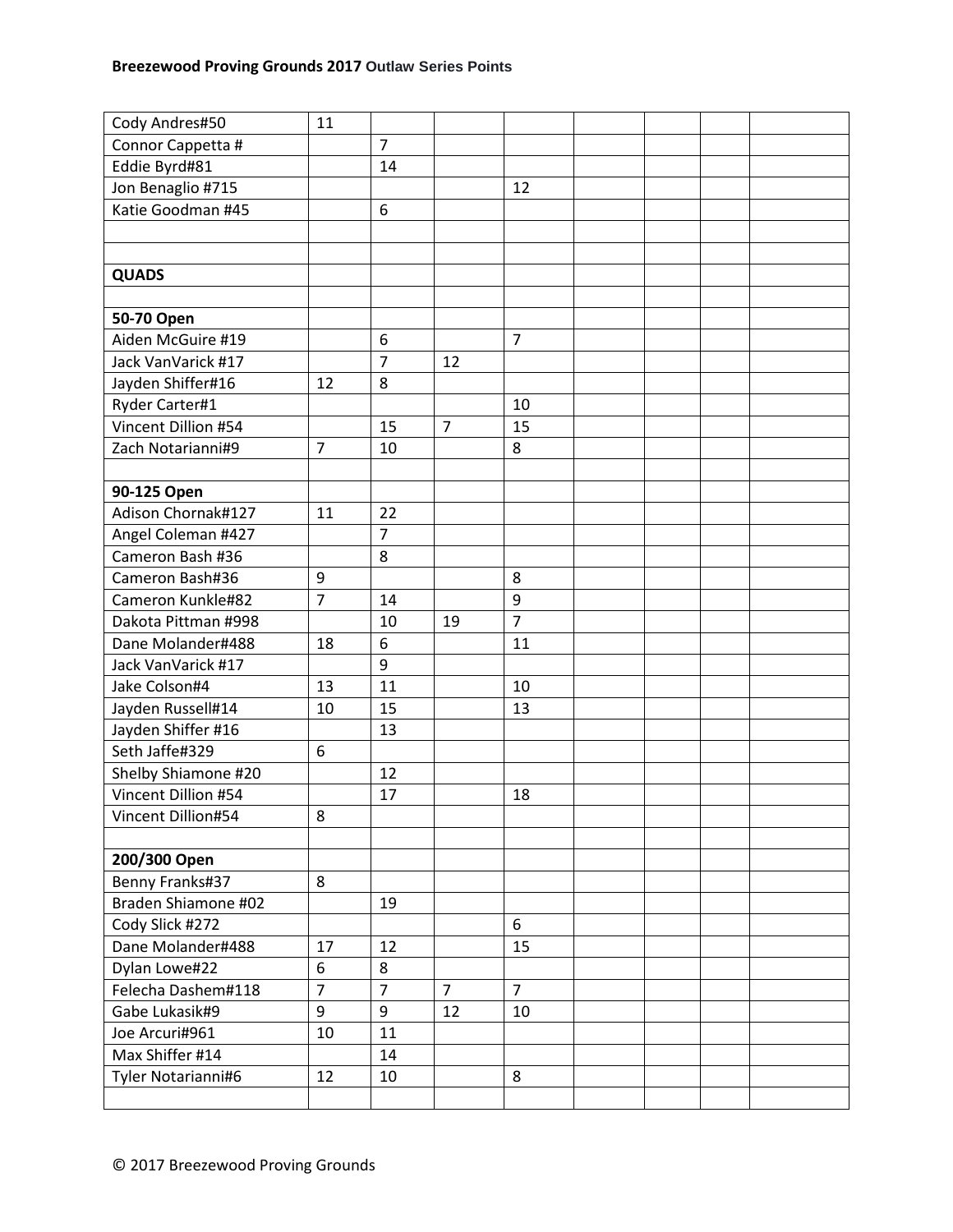Breezewood Proving Grounds 2017 Outlaw Series Points

| | | | | | | | | |
|---|---|---|---|---|---|---|---|---|
| Cody Andres#50 | 11 | | | | | | | |
| Connor Cappetta # | | 7 | | | | | | |
| Eddie Byrd#81 | | 14 | | | | | | |
| Jon Benaglio #715 | | | | 12 | | | | |
| Katie Goodman #45 | | 6 | | | | | | |
| | | | | | | | | |
| | | | | | | | | |
| **QUADS** | | | | | | | | |
| | | | | | | | | |
| **50-70 Open** | | | | | | | | |
| Aiden McGuire #19 | | 6 | | 7 | | | | |
| Jack VanVarick #17 | | 7 | 12 | | | | | |
| Jayden Shiffer#16 | 12 | 8 | | | | | | |
| Ryder Carter#1 | | | | 10 | | | | |
| Vincent Dillion #54 | | 15 | 7 | 15 | | | | |
| Zach Notarianni#9 | 7 | 10 | | 8 | | | | |
| | | | | | | | | |
| **90-125 Open** | | | | | | | | |
| Adison Chornak#127 | 11 | 22 | | | | | | |
| Angel Coleman #427 | | 7 | | | | | | |
| Cameron Bash #36 | | 8 | | | | | | |
| Cameron Bash#36 | 9 | | | 8 | | | | |
| Cameron Kunkle#82 | 7 | 14 | | 9 | | | | |
| Dakota Pittman #998 | | 10 | 19 | 7 | | | | |
| Dane Molander#488 | 18 | 6 | | 11 | | | | |
| Jack VanVarick #17 | | 9 | | | | | | |
| Jake Colson#4 | 13 | 11 | | 10 | | | | |
| Jayden Russell#14 | 10 | 15 | | 13 | | | | |
| Jayden Shiffer #16 | | 13 | | | | | | |
| Seth Jaffe#329 | 6 | | | | | | | |
| Shelby Shiamone #20 | | 12 | | | | | | |
| Vincent Dillion #54 | | 17 | | 18 | | | | |
| Vincent Dillion#54 | 8 | | | | | | | |
| | | | | | | | | |
| **200/300 Open** | | | | | | | | |
| Benny Franks#37 | 8 | | | | | | | |
| Braden Shiamone #02 | | 19 | | | | | | |
| Cody Slick #272 | | | | 6 | | | | |
| Dane Molander#488 | 17 | 12 | | 15 | | | | |
| Dylan Lowe#22 | 6 | 8 | | | | | | |
| Felecha Dashem#118 | 7 | 7 | 7 | 7 | | | | |
| Gabe Lukasik#9 | 9 | 9 | 12 | 10 | | | | |
| Joe Arcuri#961 | 10 | 11 | | | | | | |
| Max Shiffer #14 | | 14 | | | | | | |
| Tyler Notarianni#6 | 12 | 10 | | 8 | | | | |
| | | | | | | | | |

© 2017 Breezewood Proving Grounds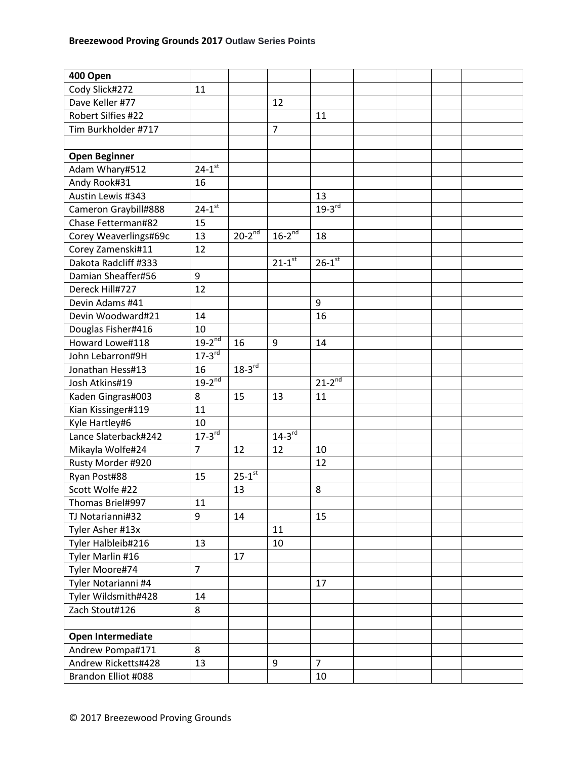**Breezewood Proving Grounds 2017 Outlaw Series Points**

| 400 Open | | | | | | | | |
|---|---|---|---|---|---|---|---|---|
| Cody Slick#272 | 11 | | | | | | | |
| Dave Keller #77 | | | 12 | | | | | |
| Robert Silfies #22 | | | | 11 | | | | |
| Tim Burkholder #717 | | | 7 | | | | | |
| | | | | | | | | |
| **Open Beginner** | | | | | | | | |
| Adam Whary#512 | 24-1st | | | | | | | |
| Andy Rook#31 | 16 | | | | | | | |
| Austin Lewis #343 | | | | 13 | | | | |
| Cameron Graybill#888 | 24-1st | | | 19-3rd | | | | |
| Chase Fetterman#82 | 15 | | | | | | | |
| Corey Weaverlings#69c | 13 | 20-2nd | 16-2nd | 18 | | | | |
| Corey Zamenski#11 | 12 | | | | | | | |
| Dakota Radcliff #333 | | | 21-1st | 26-1st | | | | |
| Damian Sheaffer#56 | 9 | | | | | | | |
| Dereck Hill#727 | 12 | | | | | | | |
| Devin Adams #41 | | | | 9 | | | | |
| Devin Woodward#21 | 14 | | | 16 | | | | |
| Douglas Fisher#416 | 10 | | | | | | | |
| Howard Lowe#118 | 19-2nd | 16 | 9 | 14 | | | | |
| John Lebarron#9H | 17-3rd | | | | | | | |
| Jonathan Hess#13 | 16 | 18-3rd | | | | | | |
| Josh Atkins#19 | 19-2nd | | | 21-2nd | | | | |
| Kaden Gingras#003 | 8 | 15 | 13 | 11 | | | | |
| Kian Kissinger#119 | 11 | | | | | | | |
| Kyle Hartley#6 | 10 | | | | | | | |
| Lance Slaterback#242 | 17-3rd | | 14-3rd | | | | | |
| Mikayla Wolfe#24 | 7 | 12 | 12 | 10 | | | | |
| Rusty Morder #920 | | | | 12 | | | | |
| Ryan Post#88 | 15 | 25-1st | | | | | | |
| Scott Wolfe #22 | | 13 | | 8 | | | | |
| Thomas Briel#997 | 11 | | | | | | | |
| TJ Notarianni#32 | 9 | 14 | | 15 | | | | |
| Tyler Asher #13x | | | 11 | | | | | |
| Tyler Halbleib#216 | 13 | | 10 | | | | | |
| Tyler Marlin #16 | | 17 | | | | | | |
| Tyler Moore#74 | 7 | | | | | | | |
| Tyler Notarianni #4 | | | | 17 | | | | |
| Tyler Wildsmith#428 | 14 | | | | | | | |
| Zach Stout#126 | 8 | | | | | | | |
| | | | | | | | | |
| **Open Intermediate** | | | | | | | | |
| Andrew Pompa#171 | 8 | | | | | | | |
| Andrew Ricketts#428 | 13 | | 9 | 7 | | | | |
| Brandon Elliot #088 | | | | 10 | | | | |

© 2017 Breezewood Proving Grounds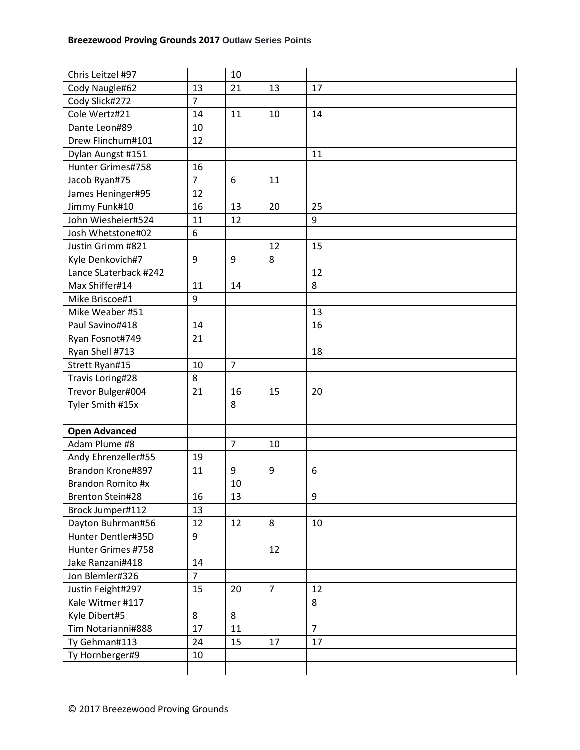Breezewood Proving Grounds 2017 Outlaw Series Points

| | | | | | | | | |
|---|---|---|---|---|---|---|---|---|
| Chris Leitzel #97 | | 10 | | | | | | |
| Cody Naugle#62 | 13 | 21 | 13 | 17 | | | | |
| Cody Slick#272 | 7 | | | | | | | |
| Cole Wertz#21 | 14 | 11 | 10 | 14 | | | | |
| Dante Leon#89 | 10 | | | | | | | |
| Drew Flinchum#101 | 12 | | | | | | | |
| Dylan Aungst #151 | | | | 11 | | | | |
| Hunter Grimes#758 | 16 | | | | | | | |
| Jacob Ryan#75 | 7 | 6 | 11 | | | | | |
| James Heninger#95 | 12 | | | | | | | |
| Jimmy Funk#10 | 16 | 13 | 20 | 25 | | | | |
| John Wiesheier#524 | 11 | 12 | | 9 | | | | |
| Josh Whetstone#02 | 6 | | | | | | | |
| Justin Grimm #821 | | | 12 | 15 | | | | |
| Kyle Denkovich#7 | 9 | 9 | 8 | | | | | |
| Lance SLaterback #242 | | | | 12 | | | | |
| Max Shiffer#14 | 11 | 14 | | 8 | | | | |
| Mike Briscoe#1 | 9 | | | | | | | |
| Mike Weaber #51 | | | | 13 | | | | |
| Paul Savino#418 | 14 | | | 16 | | | | |
| Ryan Fosnot#749 | 21 | | | | | | | |
| Ryan Shell #713 | | | | 18 | | | | |
| Strett Ryan#15 | 10 | 7 | | | | | | |
| Travis Loring#28 | 8 | | | | | | | |
| Trevor Bulger#004 | 21 | 16 | 15 | 20 | | | | |
| Tyler Smith #15x | | 8 | | | | | | |
| | | | | | | | | |
| **Open Advanced** | | | | | | | | |
| Adam Plume #8 | | 7 | 10 | | | | | |
| Andy Ehrenzeller#55 | 19 | | | | | | | |
| Brandon Krone#897 | 11 | 9 | 9 | 6 | | | | |
| Brandon Romito #x | | 10 | | | | | | |
| Brenton Stein#28 | 16 | 13 | | 9 | | | | |
| Brock Jumper#112 | 13 | | | | | | | |
| Dayton Buhrman#56 | 12 | 12 | 8 | 10 | | | | |
| Hunter Dentler#35D | 9 | | | | | | | |
| Hunter Grimes #758 | | | 12 | | | | | |
| Jake Ranzani#418 | 14 | | | | | | | |
| Jon Blemler#326 | 7 | | | | | | | |
| Justin Feight#297 | 15 | 20 | 7 | 12 | | | | |
| Kale Witmer #117 | | | | 8 | | | | |
| Kyle Dibert#5 | 8 | 8 | | | | | | |
| Tim Notarianni#888 | 17 | 11 | | 7 | | | | |
| Ty Gehman#113 | 24 | 15 | 17 | 17 | | | | |
| Ty Hornberger#9 | 10 | | | | | | | |
| | | | | | | | | |

© 2017 Breezewood Proving Grounds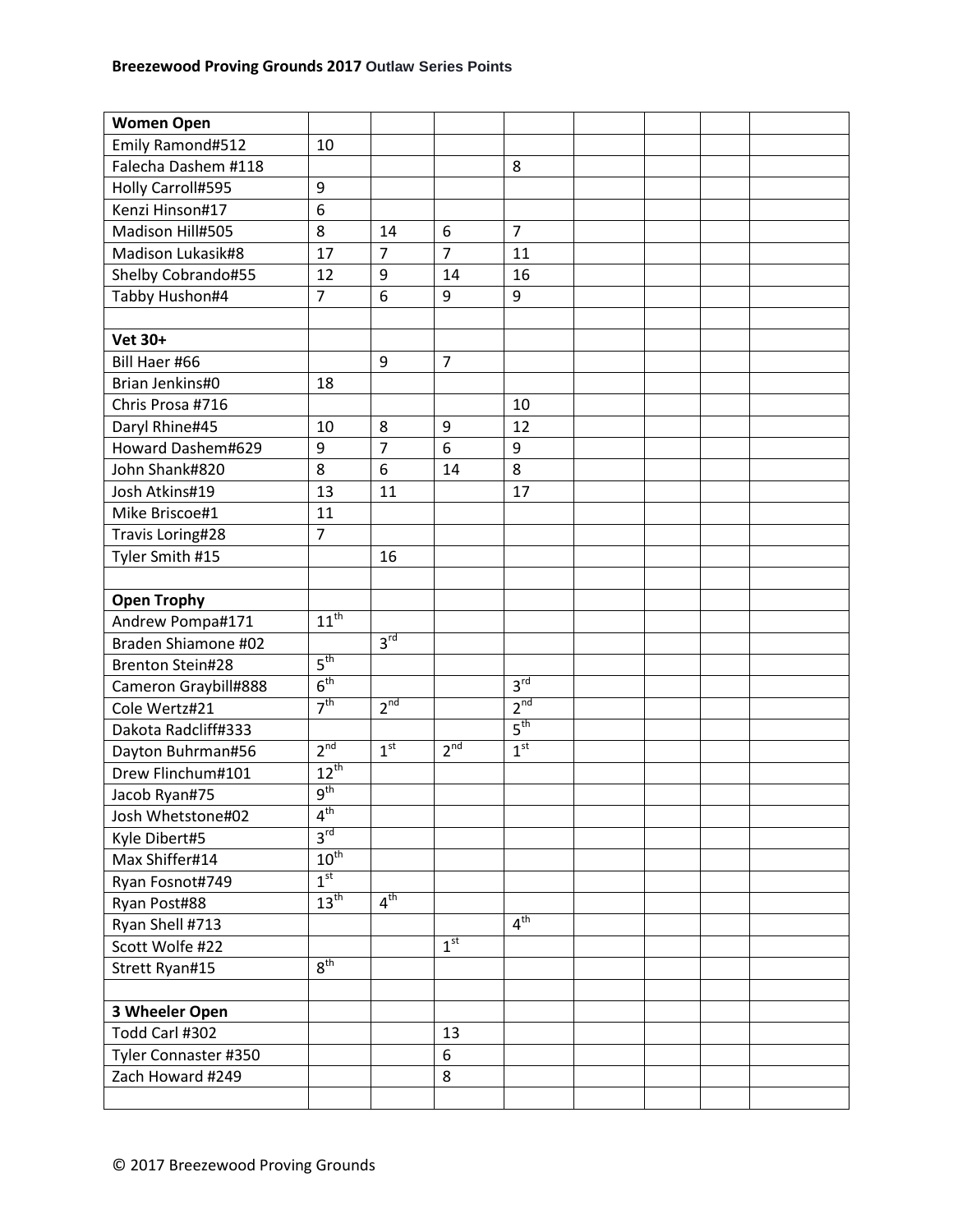**Breezewood Proving Grounds 2017** Outlaw Series Points

| **Women Open** | | | | | | | | |
|---|---|---|---|---|---|---|---|---|
| Emily Ramond#512 | 10 | | | | | | | |
| Falecha Dashem #118 | | | | 8 | | | | |
| Holly Carroll#595 | 9 | | | | | | | |
| Kenzi Hinson#17 | 6 | | | | | | | |
| Madison Hill#505 | 8 | 14 | 6 | 7 | | | | |
| Madison Lukasik#8 | 17 | 7 | 7 | 11 | | | | |
| Shelby Cobrando#55 | 12 | 9 | 14 | 16 | | | | |
| Tabby Hushon#4 | 7 | 6 | 9 | 9 | | | | |
| | | | | | | | | |
| **Vet 30+** | | | | | | | | |
| Bill Haer #66 | | 9 | 7 | | | | | |
| Brian Jenkins#0 | 18 | | | | | | | |
| Chris Prosa #716 | | | | 10 | | | | |
| Daryl Rhine#45 | 10 | 8 | 9 | 12 | | | | |
| Howard Dashem#629 | 9 | 7 | 6 | 9 | | | | |
| John Shank#820 | 8 | 6 | 14 | 8 | | | | |
| Josh Atkins#19 | 13 | 11 | | 17 | | | | |
| Mike Briscoe#1 | 11 | | | | | | | |
| Travis Loring#28 | 7 | | | | | | | |
| Tyler Smith #15 | | 16 | | | | | | |
| | | | | | | | | |
| **Open Trophy** | | | | | | | | |
| Andrew Pompa#171 | 11th | | | | | | | |
| Braden Shiamone #02 | | 3rd | | | | | | |
| Brenton Stein#28 | 5th | | | | | | | |
| Cameron Graybill#888 | 6th | | | 3rd | | | | |
| Cole Wertz#21 | 7th | 2nd | | 2nd | | | | |
| Dakota Radcliff#333 | | | | 5th | | | | |
| Dayton Buhrman#56 | 2nd | 1st | 2nd | 1st | | | | |
| Drew Flinchum#101 | 12th | | | | | | | |
| Jacob Ryan#75 | 9th | | | | | | | |
| Josh Whetstone#02 | 4th | | | | | | | |
| Kyle Dibert#5 | 3rd | | | | | | | |
| Max Shiffer#14 | 10th | | | | | | | |
| Ryan Fosnot#749 | 1st | | | | | | | |
| Ryan Post#88 | 13th | 4th | | | | | | |
| Ryan Shell #713 | | | | 4th | | | | |
| Scott Wolfe #22 | | | 1st | | | | | |
| Strett Ryan#15 | 8th | | | | | | | |
| | | | | | | | | |
| **3 Wheeler Open** | | | | | | | | |
| Todd Carl #302 | | | 13 | | | | | |
| Tyler Connaster #350 | | | 6 | | | | | |
| Zach Howard #249 | | | 8 | | | | | |
| | | | | | | | | |

© 2017 Breezewood Proving Grounds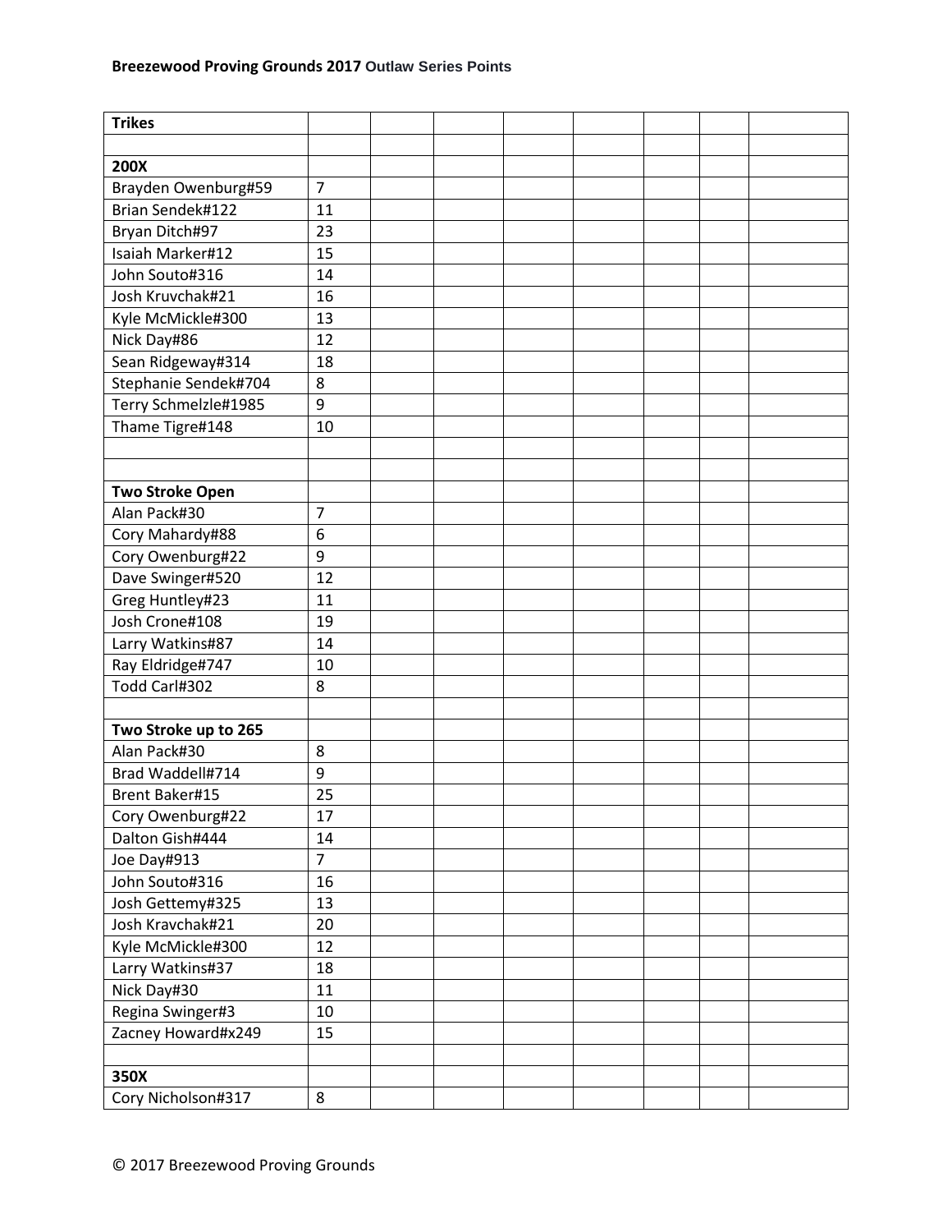**Breezewood Proving Grounds 2017** **Outlaw Series Points**

| Trikes | | | | | | | | |
|---|---|---|---|---|---|---|---|---|
| | | | | | | | | |
| **200X** | | | | | | | | |
| Brayden Owenburg#59 | 7 | | | | | | | |
| Brian Sendek#122 | 11 | | | | | | | |
| Bryan Ditch#97 | 23 | | | | | | | |
| Isaiah Marker#12 | 15 | | | | | | | |
| John Souto#316 | 14 | | | | | | | |
| Josh Kruvchak#21 | 16 | | | | | | | |
| Kyle McMickle#300 | 13 | | | | | | | |
| Nick Day#86 | 12 | | | | | | | |
| Sean Ridgeway#314 | 18 | | | | | | | |
| Stephanie Sendek#704 | 8 | | | | | | | |
| Terry Schmelzle#1985 | 9 | | | | | | | |
| Thame Tigre#148 | 10 | | | | | | | |
| | | | | | | | | |
| | | | | | | | | |
| **Two Stroke Open** | | | | | | | | |
| Alan Pack#30 | 7 | | | | | | | |
| Cory Mahardy#88 | 6 | | | | | | | |
| Cory Owenburg#22 | 9 | | | | | | | |
| Dave Swinger#520 | 12 | | | | | | | |
| Greg Huntley#23 | 11 | | | | | | | |
| Josh Crone#108 | 19 | | | | | | | |
| Larry Watkins#87 | 14 | | | | | | | |
| Ray Eldridge#747 | 10 | | | | | | | |
| Todd Carl#302 | 8 | | | | | | | |
| | | | | | | | | |
| **Two Stroke up to 265** | | | | | | | | |
| Alan Pack#30 | 8 | | | | | | | |
| Brad Waddell#714 | 9 | | | | | | | |
| Brent Baker#15 | 25 | | | | | | | |
| Cory Owenburg#22 | 17 | | | | | | | |
| Dalton Gish#444 | 14 | | | | | | | |
| Joe Day#913 | 7 | | | | | | | |
| John Souto#316 | 16 | | | | | | | |
| Josh Gettemy#325 | 13 | | | | | | | |
| Josh Kravchak#21 | 20 | | | | | | | |
| Kyle McMickle#300 | 12 | | | | | | | |
| Larry Watkins#37 | 18 | | | | | | | |
| Nick Day#30 | 11 | | | | | | | |
| Regina Swinger#3 | 10 | | | | | | | |
| Zacney Howard#x249 | 15 | | | | | | | |
| | | | | | | | | |
| **350X** | | | | | | | | |
| Cory Nicholson#317 | 8 | | | | | | | |

© 2017 Breezewood Proving Grounds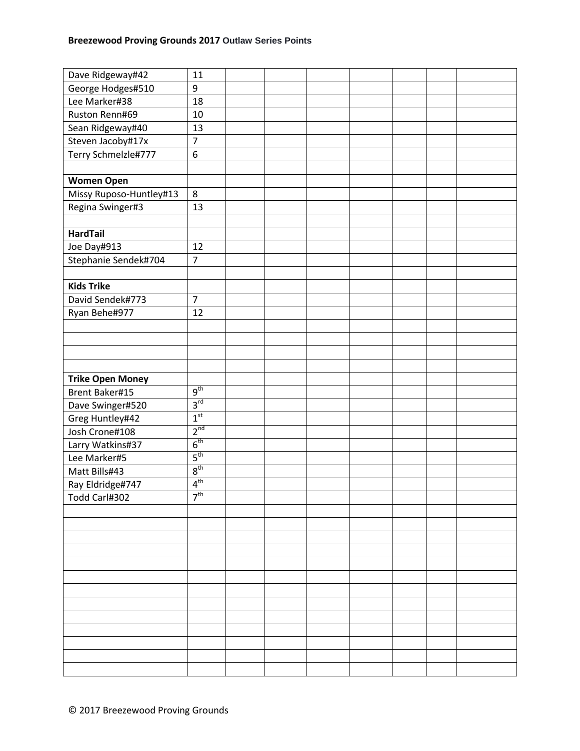**Breezewood Proving Grounds 2017** **Outlaw Series Points**

| | | | | | | | | |
|---|---|---|---|---|---|---|---|---|
| Dave Ridgeway#42 | 11 | | | | | | | |
| George Hodges#510 | 9 | | | | | | | |
| Lee Marker#38 | 18 | | | | | | | |
| Ruston Renn#69 | 10 | | | | | | | |
| Sean Ridgeway#40 | 13 | | | | | | | |
| Steven Jacoby#17x | 7 | | | | | | | |
| Terry Schmelzle#777 | 6 | | | | | | | |
| | | | | | | | | |
| **Women Open** | | | | | | | | |
| Missy Ruposo-Huntley#13 | 8 | | | | | | | |
| Regina Swinger#3 | 13 | | | | | | | |
| | | | | | | | | |
| **HardTail** | | | | | | | | |
| Joe Day#913 | 12 | | | | | | | |
| Stephanie Sendek#704 | 7 | | | | | | | |
| | | | | | | | | |
| **Kids Trike** | | | | | | | | |
| David Sendek#773 | 7 | | | | | | | |
| Ryan Behe#977 | 12 | | | | | | | |
| | | | | | | | | |
| | | | | | | | | |
| | | | | | | | | |
| | | | | | | | | |
| **Trike Open Money** | | | | | | | | |
| Brent Baker#15 | 9th | | | | | | | |
| Dave Swinger#520 | 3rd | | | | | | | |
| Greg Huntley#42 | 1st | | | | | | | |
| Josh Crone#108 | 2nd | | | | | | | |
| Larry Watkins#37 | 6th | | | | | | | |
| Lee Marker#5 | 5th | | | | | | | |
| Matt Bills#43 | 8th | | | | | | | |
| Ray Eldridge#747 | 4th | | | | | | | |
| Todd Carl#302 | 7th | | | | | | | |
| | | | | | | | | |
| | | | | | | | | |
| | | | | | | | | |
| | | | | | | | | |
| | | | | | | | | |
| | | | | | | | | |
| | | | | | | | | |
| | | | | | | | | |
| | | | | | | | | |
| | | | | | | | | |
| | | | | | | | | |
| | | | | | | | | |
| | | | | | | | | |

© 2017 Breezewood Proving Grounds